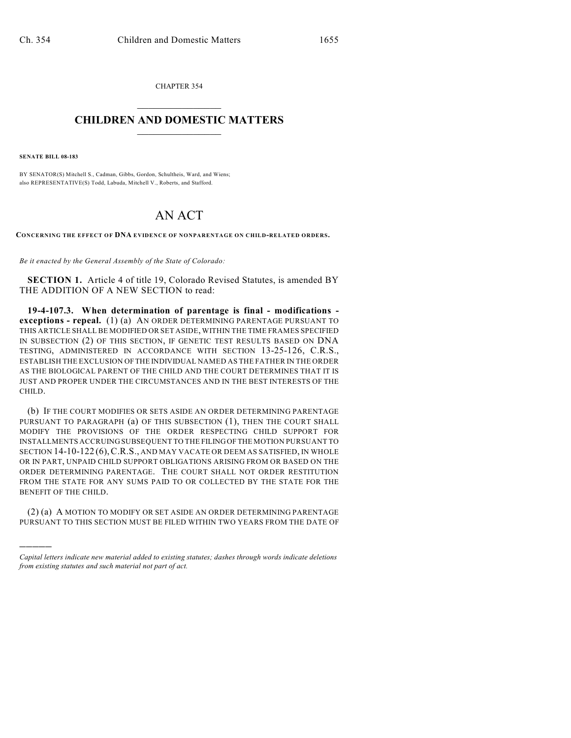CHAPTER 354

# CHILDREN AND DOMESTIC MATTERS

**SENATE BILL 08-183**

BY SENATOR(S) Mitchell S., Cadman, Gibbs, Gordon, Schultheis, Ward, and Wiens;
also REPRESENTATIVE(S) Todd, Labuda, Mitchell V., Roberts, and Stafford.

# AN ACT

**CONCERNING THE EFFECT OF DNA EVIDENCE OF NONPARENTAGE ON CHILD-RELATED ORDERS.**

*Be it enacted by the General Assembly of the State of Colorado:*

**SECTION 1.** Article 4 of title 19, Colorado Revised Statutes, is amended BY THE ADDITION OF A NEW SECTION to read:

**19-4-107.3. When determination of parentage is final - modifications - exceptions - repeal.** (1) (a) AN ORDER DETERMINING PARENTAGE PURSUANT TO THIS ARTICLE SHALL BE MODIFIED OR SET ASIDE, WITHIN THE TIME FRAMES SPECIFIED IN SUBSECTION (2) OF THIS SECTION, IF GENETIC TEST RESULTS BASED ON DNA TESTING, ADMINISTERED IN ACCORDANCE WITH SECTION 13-25-126, C.R.S., ESTABLISH THE EXCLUSION OF THE INDIVIDUAL NAMED AS THE FATHER IN THE ORDER AS THE BIOLOGICAL PARENT OF THE CHILD AND THE COURT DETERMINES THAT IT IS JUST AND PROPER UNDER THE CIRCUMSTANCES AND IN THE BEST INTERESTS OF THE CHILD.

(b) IF THE COURT MODIFIES OR SETS ASIDE AN ORDER DETERMINING PARENTAGE PURSUANT TO PARAGRAPH (a) OF THIS SUBSECTION (1), THEN THE COURT SHALL MODIFY THE PROVISIONS OF THE ORDER RESPECTING CHILD SUPPORT FOR INSTALLMENTS ACCRUING SUBSEQUENT TO THE FILING OF THE MOTION PURSUANT TO SECTION 14-10-122 (6), C.R.S., AND MAY VACATE OR DEEM AS SATISFIED, IN WHOLE OR IN PART, UNPAID CHILD SUPPORT OBLIGATIONS ARISING FROM OR BASED ON THE ORDER DETERMINING PARENTAGE. THE COURT SHALL NOT ORDER RESTITUTION FROM THE STATE FOR ANY SUMS PAID TO OR COLLECTED BY THE STATE FOR THE BENEFIT OF THE CHILD.

(2) (a) A MOTION TO MODIFY OR SET ASIDE AN ORDER DETERMINING PARENTAGE PURSUANT TO THIS SECTION MUST BE FILED WITHIN TWO YEARS FROM THE DATE OF

---

*Capital letters indicate new material added to existing statutes; dashes through words indicate deletions from existing statutes and such material not part of act.*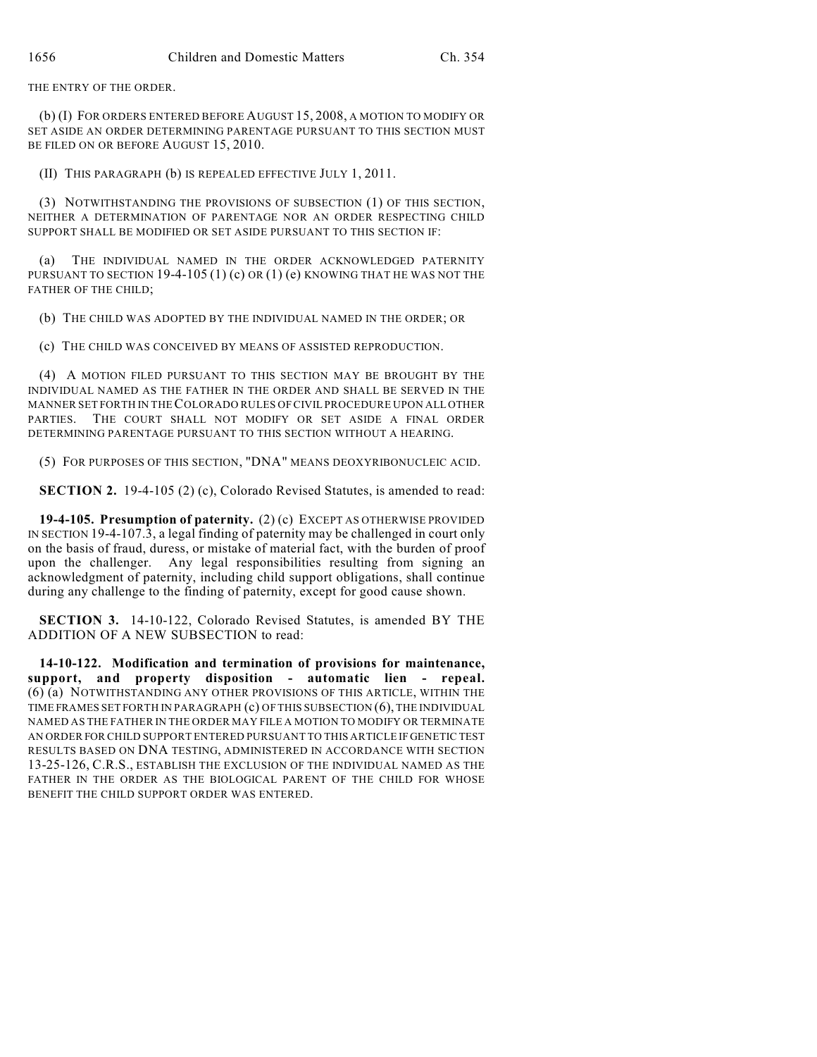THE ENTRY OF THE ORDER.

(b) (I) FOR ORDERS ENTERED BEFORE AUGUST 15, 2008, A MOTION TO MODIFY OR SET ASIDE AN ORDER DETERMINING PARENTAGE PURSUANT TO THIS SECTION MUST BE FILED ON OR BEFORE AUGUST 15, 2010.

(II) THIS PARAGRAPH (b) IS REPEALED EFFECTIVE JULY 1, 2011.

(3) NOTWITHSTANDING THE PROVISIONS OF SUBSECTION (1) OF THIS SECTION, NEITHER A DETERMINATION OF PARENTAGE NOR AN ORDER RESPECTING CHILD SUPPORT SHALL BE MODIFIED OR SET ASIDE PURSUANT TO THIS SECTION IF:

(a) THE INDIVIDUAL NAMED IN THE ORDER ACKNOWLEDGED PATERNITY PURSUANT TO SECTION 19-4-105 (1) (c) OR (1) (e) KNOWING THAT HE WAS NOT THE FATHER OF THE CHILD;

(b) THE CHILD WAS ADOPTED BY THE INDIVIDUAL NAMED IN THE ORDER; OR

(c) THE CHILD WAS CONCEIVED BY MEANS OF ASSISTED REPRODUCTION.

(4) A MOTION FILED PURSUANT TO THIS SECTION MAY BE BROUGHT BY THE INDIVIDUAL NAMED AS THE FATHER IN THE ORDER AND SHALL BE SERVED IN THE MANNER SET FORTH IN THE COLORADO RULES OF CIVIL PROCEDURE UPON ALL OTHER PARTIES. THE COURT SHALL NOT MODIFY OR SET ASIDE A FINAL ORDER DETERMINING PARENTAGE PURSUANT TO THIS SECTION WITHOUT A HEARING.

(5) FOR PURPOSES OF THIS SECTION, "DNA" MEANS DEOXYRIBONUCLEIC ACID.

**SECTION 2.** 19-4-105 (2) (c), Colorado Revised Statutes, is amended to read:

**19-4-105. Presumption of paternity.** (2) (c) EXCEPT AS OTHERWISE PROVIDED IN SECTION 19-4-107.3, a legal finding of paternity may be challenged in court only on the basis of fraud, duress, or mistake of material fact, with the burden of proof upon the challenger. Any legal responsibilities resulting from signing an acknowledgment of paternity, including child support obligations, shall continue during any challenge to the finding of paternity, except for good cause shown.

**SECTION 3.** 14-10-122, Colorado Revised Statutes, is amended BY THE ADDITION OF A NEW SUBSECTION to read:

**14-10-122. Modification and termination of provisions for maintenance, support, and property disposition - automatic lien - repeal.** (6) (a) NOTWITHSTANDING ANY OTHER PROVISIONS OF THIS ARTICLE, WITHIN THE TIME FRAMES SET FORTH IN PARAGRAPH (c) OF THIS SUBSECTION (6), THE INDIVIDUAL NAMED AS THE FATHER IN THE ORDER MAY FILE A MOTION TO MODIFY OR TERMINATE AN ORDER FOR CHILD SUPPORT ENTERED PURSUANT TO THIS ARTICLE IF GENETIC TEST RESULTS BASED ON DNA TESTING, ADMINISTERED IN ACCORDANCE WITH SECTION 13-25-126, C.R.S., ESTABLISH THE EXCLUSION OF THE INDIVIDUAL NAMED AS THE FATHER IN THE ORDER AS THE BIOLOGICAL PARENT OF THE CHILD FOR WHOSE BENEFIT THE CHILD SUPPORT ORDER WAS ENTERED.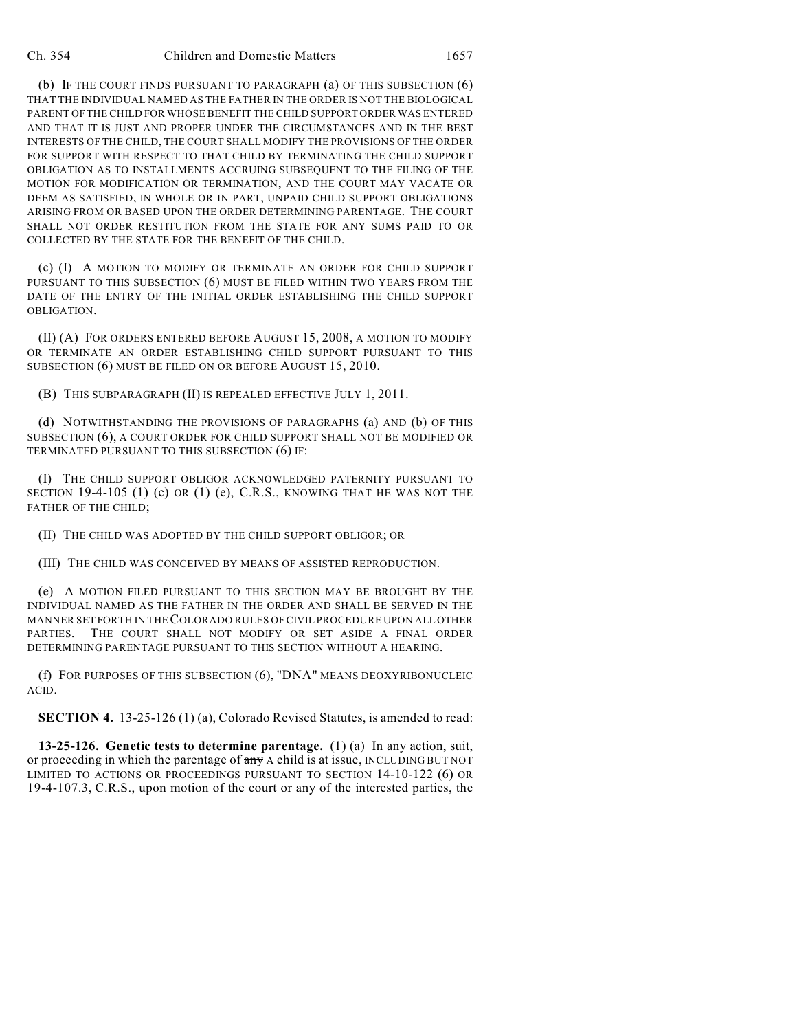(b) IF THE COURT FINDS PURSUANT TO PARAGRAPH (a) OF THIS SUBSECTION (6) THAT THE INDIVIDUAL NAMED AS THE FATHER IN THE ORDER IS NOT THE BIOLOGICAL PARENT OF THE CHILD FOR WHOSE BENEFIT THE CHILD SUPPORT ORDER WAS ENTERED AND THAT IT IS JUST AND PROPER UNDER THE CIRCUMSTANCES AND IN THE BEST INTERESTS OF THE CHILD, THE COURT SHALL MODIFY THE PROVISIONS OF THE ORDER FOR SUPPORT WITH RESPECT TO THAT CHILD BY TERMINATING THE CHILD SUPPORT OBLIGATION AS TO INSTALLMENTS ACCRUING SUBSEQUENT TO THE FILING OF THE MOTION FOR MODIFICATION OR TERMINATION, AND THE COURT MAY VACATE OR DEEM AS SATISFIED, IN WHOLE OR IN PART, UNPAID CHILD SUPPORT OBLIGATIONS ARISING FROM OR BASED UPON THE ORDER DETERMINING PARENTAGE. THE COURT SHALL NOT ORDER RESTITUTION FROM THE STATE FOR ANY SUMS PAID TO OR COLLECTED BY THE STATE FOR THE BENEFIT OF THE CHILD.

(c) (I) A MOTION TO MODIFY OR TERMINATE AN ORDER FOR CHILD SUPPORT PURSUANT TO THIS SUBSECTION (6) MUST BE FILED WITHIN TWO YEARS FROM THE DATE OF THE ENTRY OF THE INITIAL ORDER ESTABLISHING THE CHILD SUPPORT OBLIGATION.

(II) (A) FOR ORDERS ENTERED BEFORE AUGUST 15, 2008, A MOTION TO MODIFY OR TERMINATE AN ORDER ESTABLISHING CHILD SUPPORT PURSUANT TO THIS SUBSECTION (6) MUST BE FILED ON OR BEFORE AUGUST 15, 2010.

(B) THIS SUBPARAGRAPH (II) IS REPEALED EFFECTIVE JULY 1, 2011.

(d) NOTWITHSTANDING THE PROVISIONS OF PARAGRAPHS (a) AND (b) OF THIS SUBSECTION (6), A COURT ORDER FOR CHILD SUPPORT SHALL NOT BE MODIFIED OR TERMINATED PURSUANT TO THIS SUBSECTION (6) IF:

(I) THE CHILD SUPPORT OBLIGOR ACKNOWLEDGED PATERNITY PURSUANT TO SECTION 19-4-105 (1) (c) OR (1) (e), C.R.S., KNOWING THAT HE WAS NOT THE FATHER OF THE CHILD;

(II) THE CHILD WAS ADOPTED BY THE CHILD SUPPORT OBLIGOR; OR

(III) THE CHILD WAS CONCEIVED BY MEANS OF ASSISTED REPRODUCTION.

(e) A MOTION FILED PURSUANT TO THIS SECTION MAY BE BROUGHT BY THE INDIVIDUAL NAMED AS THE FATHER IN THE ORDER AND SHALL BE SERVED IN THE MANNER SET FORTH IN THE COLORADO RULES OF CIVIL PROCEDURE UPON ALL OTHER PARTIES. THE COURT SHALL NOT MODIFY OR SET ASIDE A FINAL ORDER DETERMINING PARENTAGE PURSUANT TO THIS SECTION WITHOUT A HEARING.

(f) FOR PURPOSES OF THIS SUBSECTION (6), "DNA" MEANS DEOXYRIBONUCLEIC ACID.

**SECTION 4.** 13-25-126 (1) (a), Colorado Revised Statutes, is amended to read:

**13-25-126. Genetic tests to determine parentage.** (1) (a) In any action, suit, or proceeding in which the parentage of ~~any~~ A child is at issue, INCLUDING BUT NOT LIMITED TO ACTIONS OR PROCEEDINGS PURSUANT TO SECTION 14-10-122 (6) OR 19-4-107.3, C.R.S., upon motion of the court or any of the interested parties, the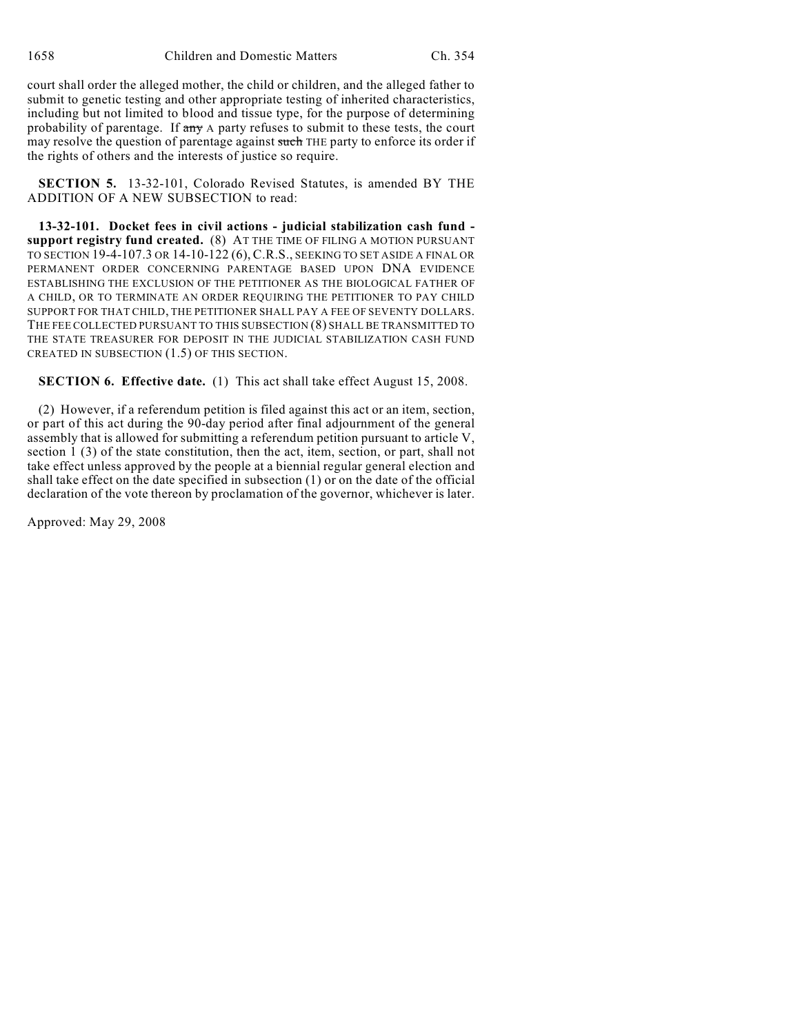court shall order the alleged mother, the child or children, and the alleged father to submit to genetic testing and other appropriate testing of inherited characteristics, including but not limited to blood and tissue type, for the purpose of determining probability of parentage. If ~~any~~ A party refuses to submit to these tests, the court may resolve the question of parentage against ~~such~~ THE party to enforce its order if the rights of others and the interests of justice so require.

**SECTION 5.** 13-32-101, Colorado Revised Statutes, is amended BY THE ADDITION OF A NEW SUBSECTION to read:

**13-32-101. Docket fees in civil actions - judicial stabilization cash fund - support registry fund created.** (8) AT THE TIME OF FILING A MOTION PURSUANT TO SECTION 19-4-107.3 OR 14-10-122 (6), C.R.S., SEEKING TO SET ASIDE A FINAL OR PERMANENT ORDER CONCERNING PARENTAGE BASED UPON DNA EVIDENCE ESTABLISHING THE EXCLUSION OF THE PETITIONER AS THE BIOLOGICAL FATHER OF A CHILD, OR TO TERMINATE AN ORDER REQUIRING THE PETITIONER TO PAY CHILD SUPPORT FOR THAT CHILD, THE PETITIONER SHALL PAY A FEE OF SEVENTY DOLLARS. THE FEE COLLECTED PURSUANT TO THIS SUBSECTION (8) SHALL BE TRANSMITTED TO THE STATE TREASURER FOR DEPOSIT IN THE JUDICIAL STABILIZATION CASH FUND CREATED IN SUBSECTION (1.5) OF THIS SECTION.

**SECTION 6. Effective date.** (1) This act shall take effect August 15, 2008.

(2) However, if a referendum petition is filed against this act or an item, section, or part of this act during the 90-day period after final adjournment of the general assembly that is allowed for submitting a referendum petition pursuant to article V, section 1 (3) of the state constitution, then the act, item, section, or part, shall not take effect unless approved by the people at a biennial regular general election and shall take effect on the date specified in subsection (1) or on the date of the official declaration of the vote thereon by proclamation of the governor, whichever is later.

Approved: May 29, 2008